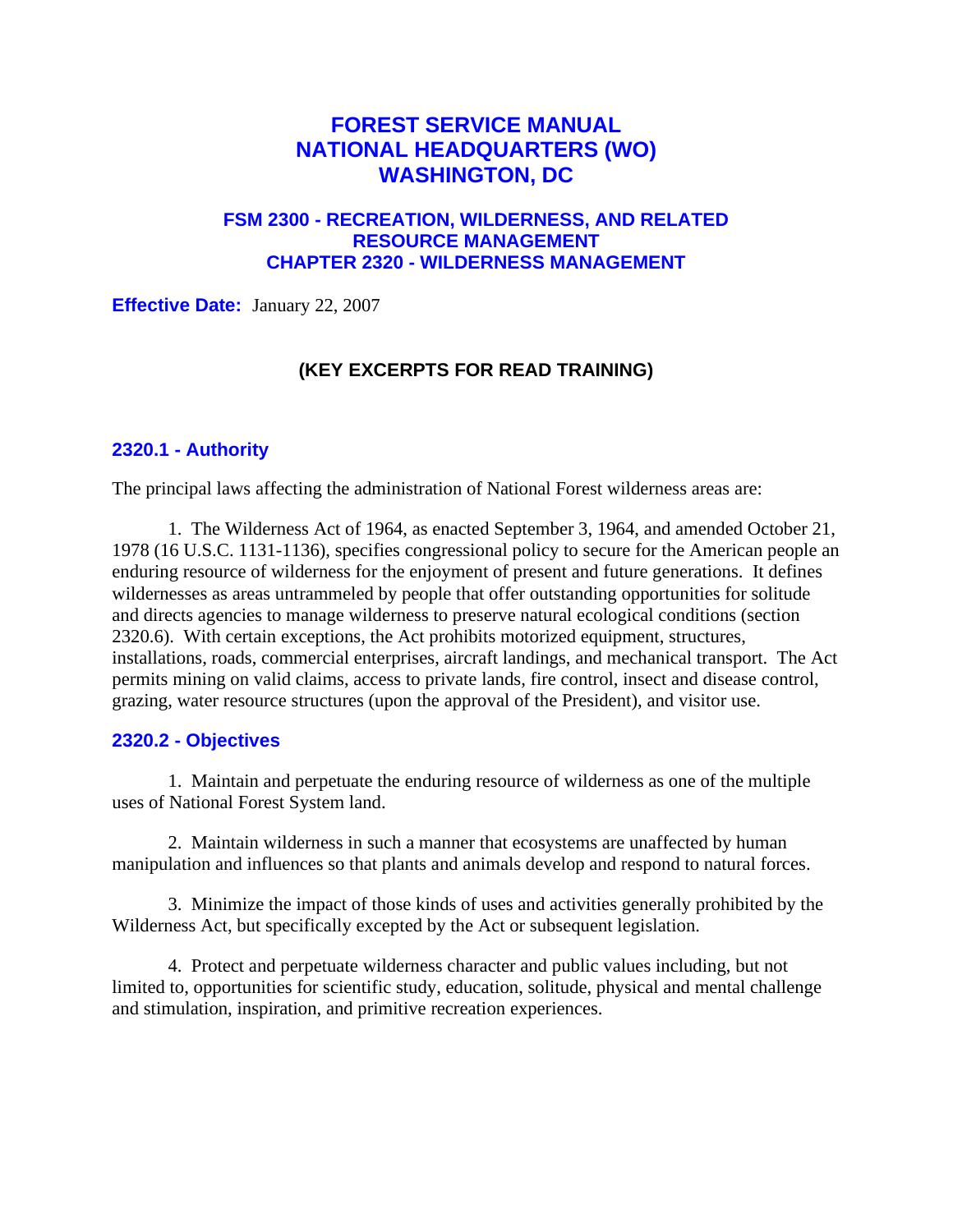# FOREST SERVICE MANUAL
# NATIONAL HEADQUARTERS (WO)
# WASHINGTON, DC

## FSM 2300 - RECREATION, WILDERNESS, AND RELATED RESOURCE MANAGEMENT
## CHAPTER 2320 - WILDERNESS MANAGEMENT

**Effective Date:** January 22, 2007

**(KEY EXCERPTS FOR READ TRAINING)**

### 2320.1 - Authority

The principal laws affecting the administration of National Forest wilderness areas are:

1. The Wilderness Act of 1964, as enacted September 3, 1964, and amended October 21, 1978 (16 U.S.C. 1131-1136), specifies congressional policy to secure for the American people an enduring resource of wilderness for the enjoyment of present and future generations. It defines wildernesses as areas untrammeled by people that offer outstanding opportunities for solitude and directs agencies to manage wilderness to preserve natural ecological conditions (section 2320.6). With certain exceptions, the Act prohibits motorized equipment, structures, installations, roads, commercial enterprises, aircraft landings, and mechanical transport. The Act permits mining on valid claims, access to private lands, fire control, insect and disease control, grazing, water resource structures (upon the approval of the President), and visitor use.

### 2320.2 - Objectives

1. Maintain and perpetuate the enduring resource of wilderness as one of the multiple uses of National Forest System land.

2. Maintain wilderness in such a manner that ecosystems are unaffected by human manipulation and influences so that plants and animals develop and respond to natural forces.

3. Minimize the impact of those kinds of uses and activities generally prohibited by the Wilderness Act, but specifically excepted by the Act or subsequent legislation.

4. Protect and perpetuate wilderness character and public values including, but not limited to, opportunities for scientific study, education, solitude, physical and mental challenge and stimulation, inspiration, and primitive recreation experiences.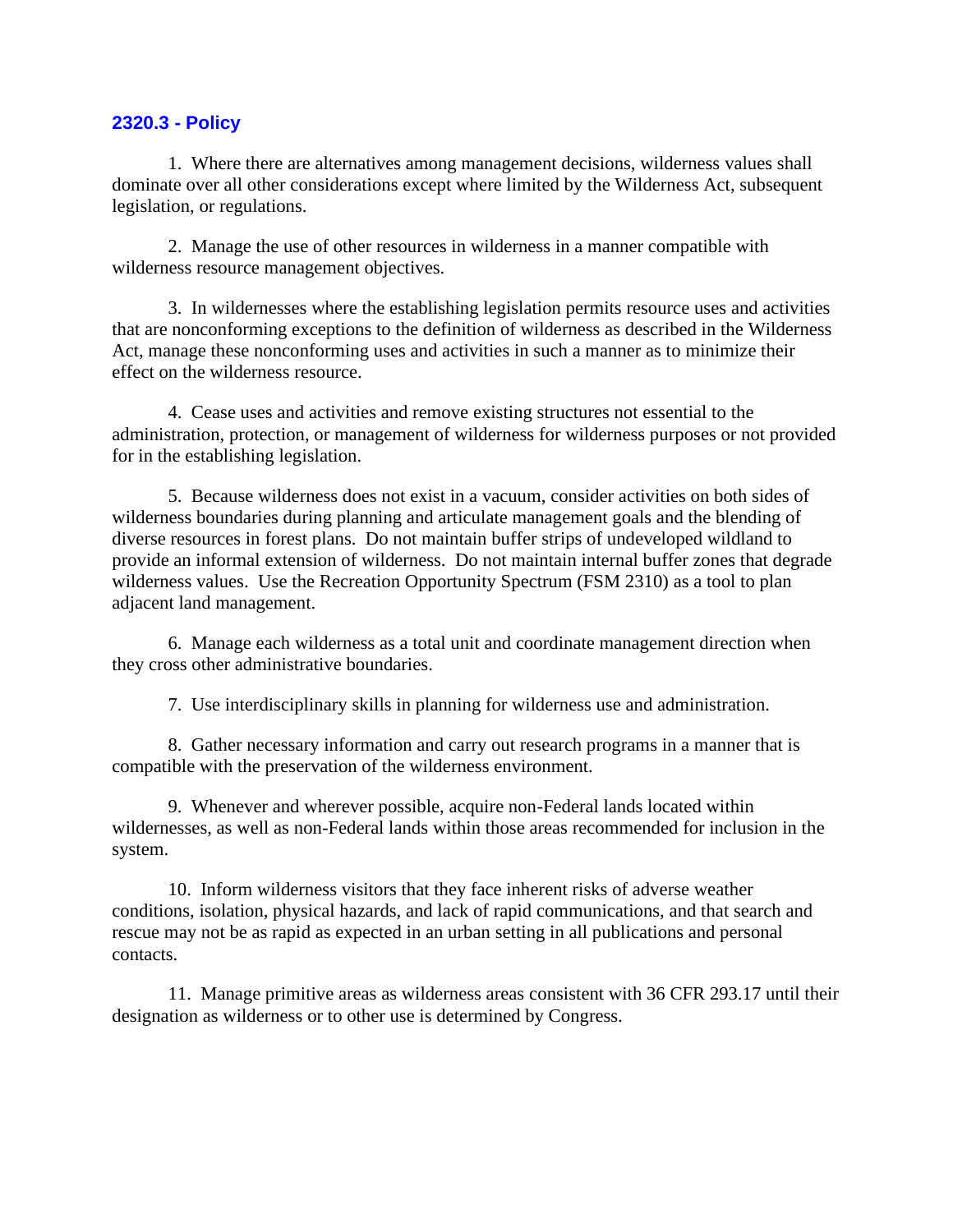## 2320.3 - Policy

1. Where there are alternatives among management decisions, wilderness values shall dominate over all other considerations except where limited by the Wilderness Act, subsequent legislation, or regulations.

2. Manage the use of other resources in wilderness in a manner compatible with wilderness resource management objectives.

3. In wildernesses where the establishing legislation permits resource uses and activities that are nonconforming exceptions to the definition of wilderness as described in the Wilderness Act, manage these nonconforming uses and activities in such a manner as to minimize their effect on the wilderness resource.

4. Cease uses and activities and remove existing structures not essential to the administration, protection, or management of wilderness for wilderness purposes or not provided for in the establishing legislation.

5. Because wilderness does not exist in a vacuum, consider activities on both sides of wilderness boundaries during planning and articulate management goals and the blending of diverse resources in forest plans. Do not maintain buffer strips of undeveloped wildland to provide an informal extension of wilderness. Do not maintain internal buffer zones that degrade wilderness values. Use the Recreation Opportunity Spectrum (FSM 2310) as a tool to plan adjacent land management.

6. Manage each wilderness as a total unit and coordinate management direction when they cross other administrative boundaries.

7. Use interdisciplinary skills in planning for wilderness use and administration.

8. Gather necessary information and carry out research programs in a manner that is compatible with the preservation of the wilderness environment.

9. Whenever and wherever possible, acquire non-Federal lands located within wildernesses, as well as non-Federal lands within those areas recommended for inclusion in the system.

10. Inform wilderness visitors that they face inherent risks of adverse weather conditions, isolation, physical hazards, and lack of rapid communications, and that search and rescue may not be as rapid as expected in an urban setting in all publications and personal contacts.

11. Manage primitive areas as wilderness areas consistent with 36 CFR 293.17 until their designation as wilderness or to other use is determined by Congress.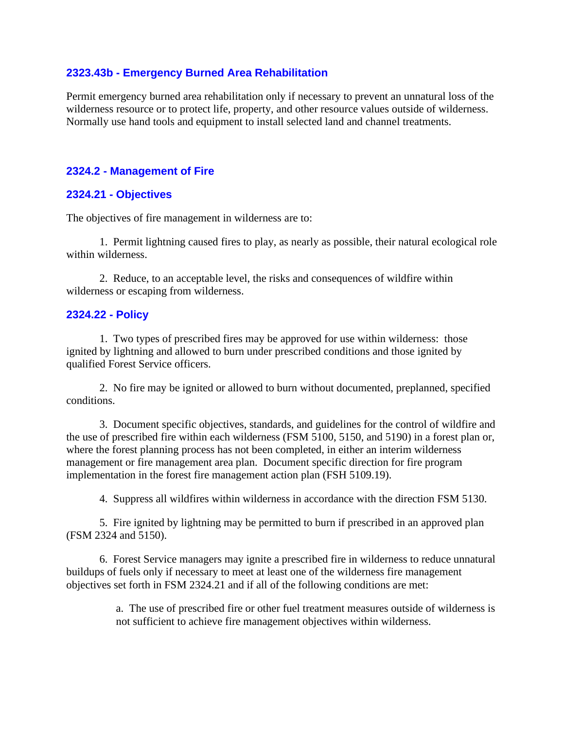### 2323.43b - Emergency Burned Area Rehabilitation

Permit emergency burned area rehabilitation only if necessary to prevent an unnatural loss of the wilderness resource or to protect life, property, and other resource values outside of wilderness. Normally use hand tools and equipment to install selected land and channel treatments.

### 2324.2 - Management of Fire

### 2324.21 - Objectives

The objectives of fire management in wilderness are to:

1. Permit lightning caused fires to play, as nearly as possible, their natural ecological role within wilderness.

2. Reduce, to an acceptable level, the risks and consequences of wildfire within wilderness or escaping from wilderness.

### 2324.22 - Policy

1. Two types of prescribed fires may be approved for use within wilderness: those ignited by lightning and allowed to burn under prescribed conditions and those ignited by qualified Forest Service officers.

2. No fire may be ignited or allowed to burn without documented, preplanned, specified conditions.

3. Document specific objectives, standards, and guidelines for the control of wildfire and the use of prescribed fire within each wilderness (FSM 5100, 5150, and 5190) in a forest plan or, where the forest planning process has not been completed, in either an interim wilderness management or fire management area plan. Document specific direction for fire program implementation in the forest fire management action plan (FSH 5109.19).

4. Suppress all wildfires within wilderness in accordance with the direction FSM 5130.

5. Fire ignited by lightning may be permitted to burn if prescribed in an approved plan (FSM 2324 and 5150).

6. Forest Service managers may ignite a prescribed fire in wilderness to reduce unnatural buildups of fuels only if necessary to meet at least one of the wilderness fire management objectives set forth in FSM 2324.21 and if all of the following conditions are met:

   a. The use of prescribed fire or other fuel treatment measures outside of wilderness is not sufficient to achieve fire management objectives within wilderness.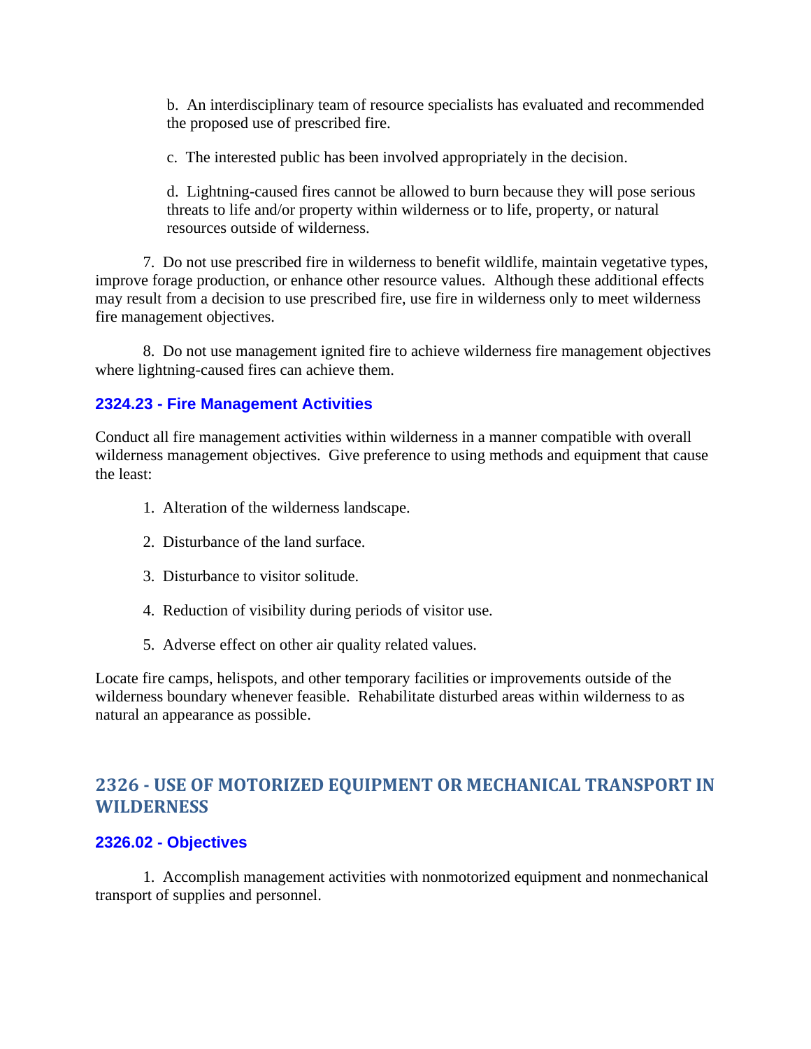b. An interdisciplinary team of resource specialists has evaluated and recommended the proposed use of prescribed fire.

c. The interested public has been involved appropriately in the decision.

d. Lightning-caused fires cannot be allowed to burn because they will pose serious threats to life and/or property within wilderness or to life, property, or natural resources outside of wilderness.

7. Do not use prescribed fire in wilderness to benefit wildlife, maintain vegetative types, improve forage production, or enhance other resource values. Although these additional effects may result from a decision to use prescribed fire, use fire in wilderness only to meet wilderness fire management objectives.

8. Do not use management ignited fire to achieve wilderness fire management objectives where lightning-caused fires can achieve them.

### 2324.23 - Fire Management Activities

Conduct all fire management activities within wilderness in a manner compatible with overall wilderness management objectives. Give preference to using methods and equipment that cause the least:

1. Alteration of the wilderness landscape.
2. Disturbance of the land surface.
3. Disturbance to visitor solitude.
4. Reduction of visibility during periods of visitor use.
5. Adverse effect on other air quality related values.

Locate fire camps, helispots, and other temporary facilities or improvements outside of the wilderness boundary whenever feasible. Rehabilitate disturbed areas within wilderness to as natural an appearance as possible.

## 2326 - USE OF MOTORIZED EQUIPMENT OR MECHANICAL TRANSPORT IN WILDERNESS

### 2326.02 - Objectives

1. Accomplish management activities with nonmotorized equipment and nonmechanical transport of supplies and personnel.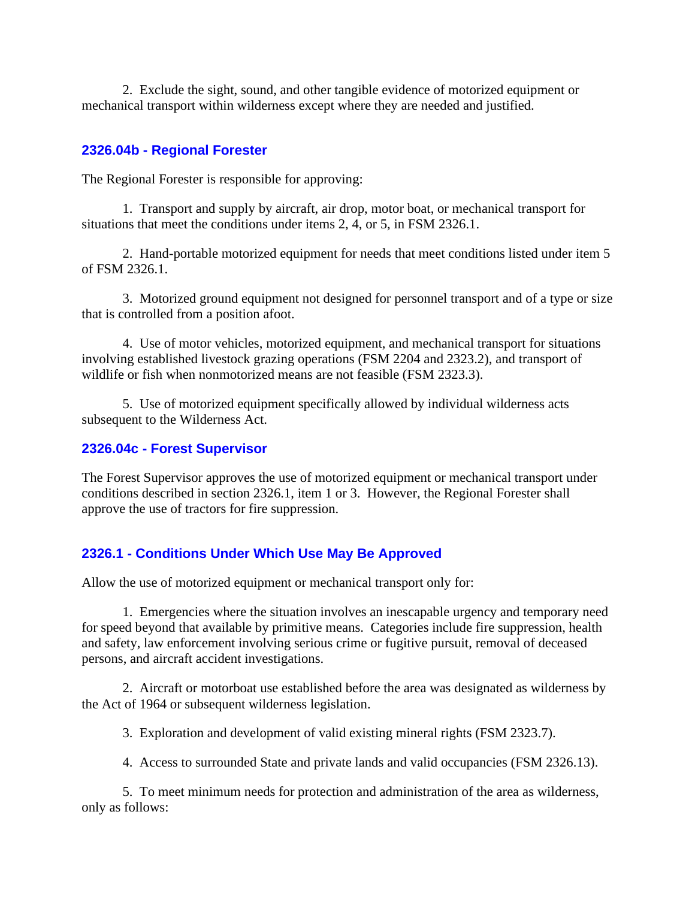2. Exclude the sight, sound, and other tangible evidence of motorized equipment or mechanical transport within wilderness except where they are needed and justified.

### 2326.04b - Regional Forester

The Regional Forester is responsible for approving:

1. Transport and supply by aircraft, air drop, motor boat, or mechanical transport for situations that meet the conditions under items 2, 4, or 5, in FSM 2326.1.

2. Hand-portable motorized equipment for needs that meet conditions listed under item 5 of FSM 2326.1.

3. Motorized ground equipment not designed for personnel transport and of a type or size that is controlled from a position afoot.

4. Use of motor vehicles, motorized equipment, and mechanical transport for situations involving established livestock grazing operations (FSM 2204 and 2323.2), and transport of wildlife or fish when nonmotorized means are not feasible (FSM 2323.3).

5. Use of motorized equipment specifically allowed by individual wilderness acts subsequent to the Wilderness Act.

### 2326.04c - Forest Supervisor

The Forest Supervisor approves the use of motorized equipment or mechanical transport under conditions described in section 2326.1, item 1 or 3. However, the Regional Forester shall approve the use of tractors for fire suppression.

### 2326.1 - Conditions Under Which Use May Be Approved

Allow the use of motorized equipment or mechanical transport only for:

1. Emergencies where the situation involves an inescapable urgency and temporary need for speed beyond that available by primitive means. Categories include fire suppression, health and safety, law enforcement involving serious crime or fugitive pursuit, removal of deceased persons, and aircraft accident investigations.

2. Aircraft or motorboat use established before the area was designated as wilderness by the Act of 1964 or subsequent wilderness legislation.

3. Exploration and development of valid existing mineral rights (FSM 2323.7).

4. Access to surrounded State and private lands and valid occupancies (FSM 2326.13).

5. To meet minimum needs for protection and administration of the area as wilderness, only as follows: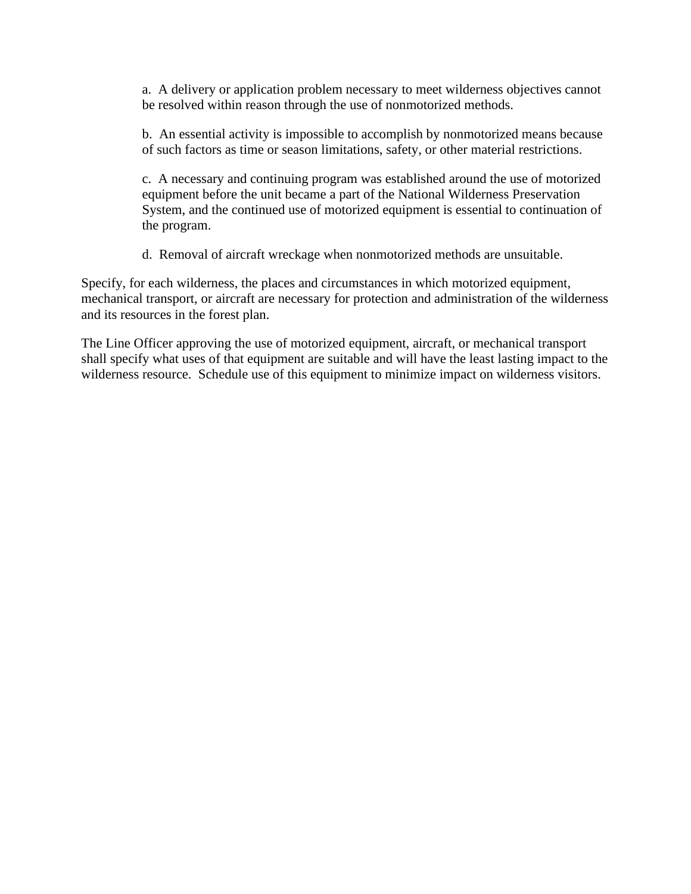a. A delivery or application problem necessary to meet wilderness objectives cannot be resolved within reason through the use of nonmotorized methods.

b. An essential activity is impossible to accomplish by nonmotorized means because of such factors as time or season limitations, safety, or other material restrictions.

c. A necessary and continuing program was established around the use of motorized equipment before the unit became a part of the National Wilderness Preservation System, and the continued use of motorized equipment is essential to continuation of the program.

d. Removal of aircraft wreckage when nonmotorized methods are unsuitable.

Specify, for each wilderness, the places and circumstances in which motorized equipment, mechanical transport, or aircraft are necessary for protection and administration of the wilderness and its resources in the forest plan.

The Line Officer approving the use of motorized equipment, aircraft, or mechanical transport shall specify what uses of that equipment are suitable and will have the least lasting impact to the wilderness resource. Schedule use of this equipment to minimize impact on wilderness visitors.